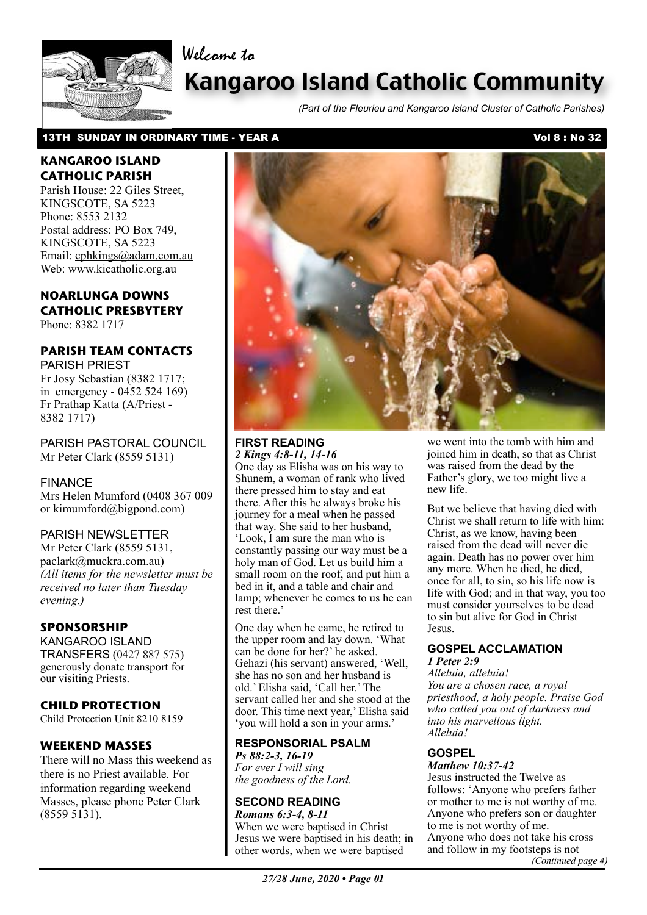Welcome to

# Kangaroo Island Catholic Community

*(Part of the Fleurieu and Kangaroo Island Cluster of Catholic Parishes)*

**13TH SUNDAY IN ORDINARY TIME - YEAR A**

## KANGAROO ISLAND CATHOLIC PARISH

Parish House: 22 Giles Street, KINGSCOTE, SA 5223
Phone: 8553 2132
Postal address: PO Box 749, KINGSCOTE, SA 5223
Email: cphkings@adam.com.au
Web: www.kicatholic.org.au

## NOARLUNGA DOWNS CATHOLIC PRESBYTERY

Phone: 8382 1717

## PARISH TEAM CONTACTS

PARISH PRIEST
Fr Josy Sebastian (8382 1717; in emergency - 0452 524 169)
Fr Prathap Katta (A/Priest - 8382 1717)

PARISH PASTORAL COUNCIL
Mr Peter Clark (8559 5131)

FINANCE
Mrs Helen Mumford (0408 367 009 or kimumford@bigpond.com)

PARISH NEWSLETTER
Mr Peter Clark (8559 5131, paclark@muckra.com.au)
*(All items for the newsletter must be received no later than Tuesday evening.)*

## SPONSORSHIP

KANGAROO ISLAND TRANSFERS (0427 887 575) generously donate transport for our visiting Priests.

## CHILD PROTECTION

Child Protection Unit 8210 8159

## WEEKEND MASSES

There will no Mass this weekend as there is no Priest available. For information regarding weekend Masses, please phone Peter Clark (8559 5131).

### FIRST READING

***2 Kings 4:8-11, 14-16***

One day as Elisha was on his way to Shunem, a woman of rank who lived there pressed him to stay and eat there. After this he always broke his journey for a meal when he passed that way. She said to her husband, 'Look, I am sure the man who is constantly passing our way must be a holy man of God. Let us build him a small room on the roof, and put him a bed in it, and a table and chair and lamp; whenever he comes to us he can rest there.'

One day when he came, he retired to the upper room and lay down. 'What can be done for her?' he asked. Gehazi (his servant) answered, 'Well, she has no son and her husband is old.' Elisha said, 'Call her.' The servant called her and she stood at the door. This time next year,' Elisha said 'you will hold a son in your arms.'

### RESPONSORIAL PSALM

***Ps 88:2-3, 16-19***

*For ever I will sing*
*the goodness of the Lord.*

### SECOND READING

***Romans 6:3-4, 8-11***

When we were baptised in Christ Jesus we were baptised in his death; in other words, when we were baptised we went into the tomb with him and joined him in death, so that as Christ was raised from the dead by the Father's glory, we too might live a new life.

But we believe that having died with Christ we shall return to life with him: Christ, as we know, having been raised from the dead will never die again. Death has no power over him any more. When he died, he died, once for all, to sin, so his life now is life with God; and in that way, you too must consider yourselves to be dead to sin but alive for God in Christ Jesus.

### GOSPEL ACCLAMATION

***1 Peter 2:9***

*Alleluia, alleluia!*
*You are a chosen race, a royal priesthood, a holy people. Praise God who called you out of darkness and into his marvellous light.*
*Alleluia!*

### GOSPEL

***Matthew 10:37-42***

Jesus instructed the Twelve as follows: 'Anyone who prefers father or mother to me is not worthy of me. Anyone who prefers son or daughter to me is not worthy of me. Anyone who does not take his cross and follow in my footsteps is not

*(Continued page 4)*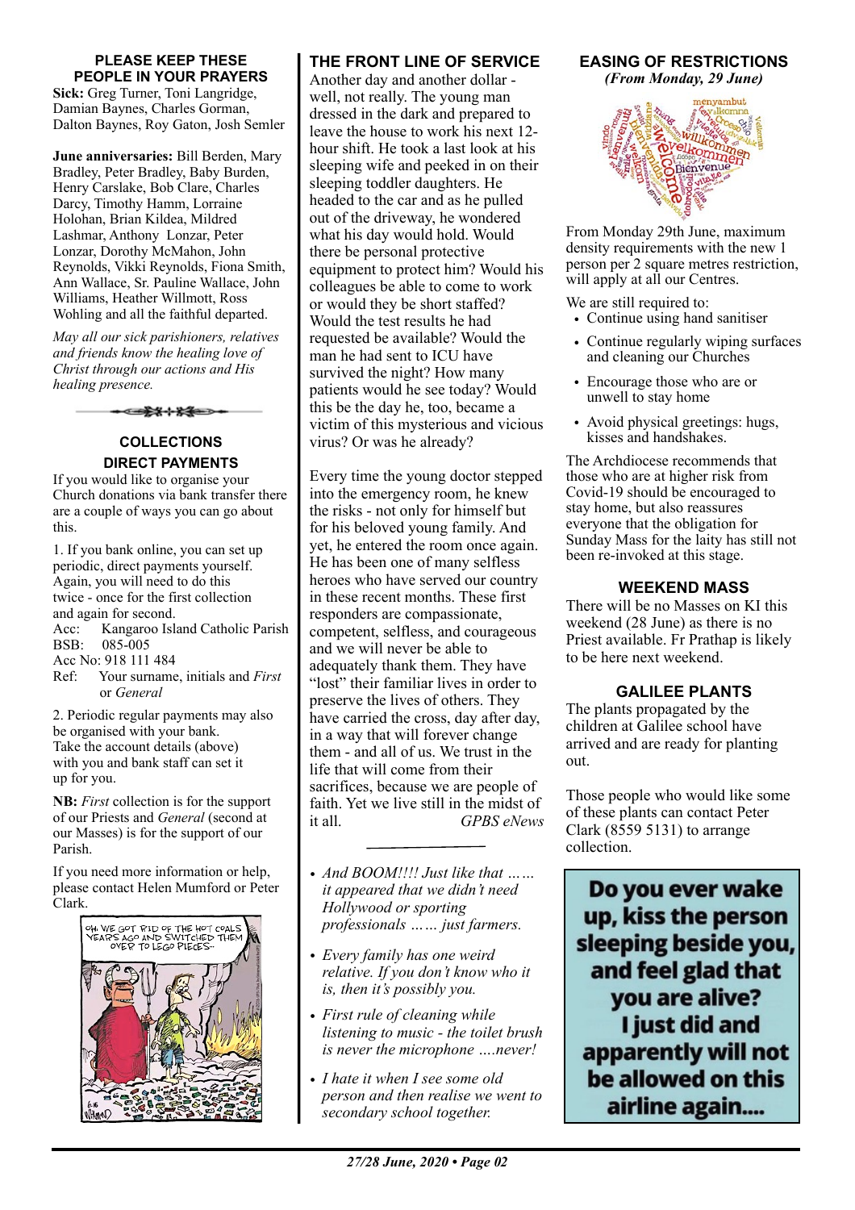## PLEASE KEEP THESE PEOPLE IN YOUR PRAYERS

**Sick:** Greg Turner, Toni Langridge, Damian Baynes, Charles Gorman, Dalton Baynes, Roy Gaton, Josh Semler

**June anniversaries:** Bill Berden, Mary Bradley, Peter Bradley, Baby Burden, Henry Carslake, Bob Clare, Charles Darcy, Timothy Hamm, Lorraine Holohan, Brian Kildea, Mildred Lashmar, Anthony Lonzar, Peter Lonzar, Dorothy McMahon, John Reynolds, Vikki Reynolds, Fiona Smith, Ann Wallace, Sr. Pauline Wallace, John Williams, Heather Willmott, Ross Wohling and all the faithful departed.

*May all our sick parishioners, relatives and friends know the healing love of Christ through our actions and His healing presence.*

## COLLECTIONS

### DIRECT PAYMENTS

If you would like to organise your Church donations via bank transfer there are a couple of ways you can go about this.

1. If you bank online, you can set up periodic, direct payments yourself. Again, you will need to do this twice - once for the first collection and again for second.

Acc: Kangaroo Island Catholic Parish
BSB: 085-005
Acc No: 918 111 484
Ref: Your surname, initials and *First* or *General*

2. Periodic regular payments may also be organised with your bank. Take the account details (above) with you and bank staff can set it up for you.

**NB:** *First* collection is for the support of our Priests and *General* (second at our Masses) is for the support of our Parish.

If you need more information or help, please contact Helen Mumford or Peter Clark.

## THE FRONT LINE OF SERVICE

Another day and another dollar - well, not really. The young man dressed in the dark and prepared to leave the house to work his next 12-hour shift. He took a last look at his sleeping wife and peeked in on their sleeping toddler daughters. He headed to the car and as he pulled out of the driveway, he wondered what his day would hold. Would there be personal protective equipment to protect him? Would his colleagues be able to come to work or would they be short staffed? Would the test results he had requested be available? Would the man he had sent to ICU have survived the night? How many patients would he see today? Would this be the day he, too, became a victim of this mysterious and vicious virus? Or was he already?

Every time the young doctor stepped into the emergency room, he knew the risks - not only for himself but for his beloved young family. And yet, he entered the room once again. He has been one of many selfless heroes who have served our country in these recent months. These first responders are compassionate, competent, selfless, and courageous and we will never be able to adequately thank them. They have "lost" their familiar lives in order to preserve the lives of others. They have carried the cross, day after day, in a way that will forever change them - and all of us. We trust in the life that will come from their sacrifices, because we are people of faith. Yet we live still in the midst of it all. *GPBS eNews*

- *And BOOM!!!! Just like that …… it appeared that we didn't need Hollywood or sporting professionals …… just farmers.*
- *Every family has one weird relative. If you don't know who it is, then it's possibly you.*
- *First rule of cleaning while listening to music - the toilet brush is never the microphone ….never!*
- *I hate it when I see some old person and then realise we went to secondary school together.*

## EASING OF RESTRICTIONS

***(From Monday, 29 June)***

From Monday 29th June, maximum density requirements with the new 1 person per 2 square metres restriction, will apply at all our Centres.

We are still required to:

- Continue using hand sanitiser
- Continue regularly wiping surfaces and cleaning our Churches
- Encourage those who are or unwell to stay home
- Avoid physical greetings: hugs, kisses and handshakes.

The Archdiocese recommends that those who are at higher risk from Covid-19 should be encouraged to stay home, but also reassures everyone that the obligation for Sunday Mass for the laity has still not been re-invoked at this stage.

## WEEKEND MASS

There will be no Masses on KI this weekend (28 June) as there is no Priest available. Fr Prathap is likely to be here next weekend.

## GALILEE PLANTS

The plants propagated by the children at Galilee school have arrived and are ready for planting out.

Those people who would like some of these plants can contact Peter Clark (8559 5131) to arrange collection.

**Do you ever wake up, kiss the person sleeping beside you, and feel glad that you are alive? I just did and apparently will not be allowed on this airline again....**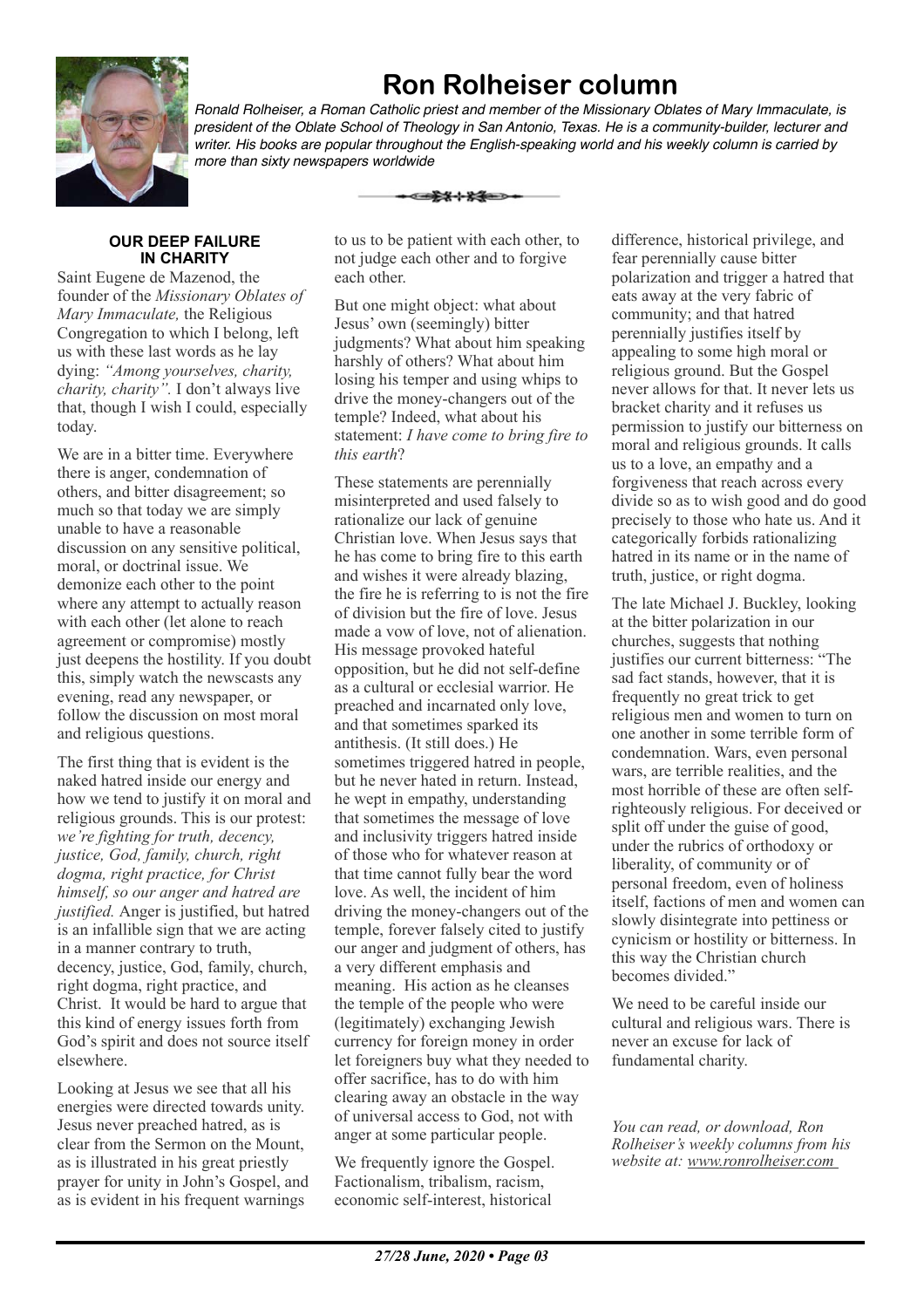# Ron Rolheiser column

*Ronald Rolheiser, a Roman Catholic priest and member of the Missionary Oblates of Mary Immaculate, is president of the Oblate School of Theology in San Antonio, Texas. He is a community-builder, lecturer and writer. His books are popular throughout the English-speaking world and his weekly column is carried by more than sixty newspapers worldwide*

## OUR DEEP FAILURE IN CHARITY

Saint Eugene de Mazenod, the founder of the *Missionary Oblates of Mary Immaculate,* the Religious Congregation to which I belong, left us with these last words as he lay dying: *"Among yourselves, charity, charity, charity".* I don't always live that, though I wish I could, especially today.

We are in a bitter time. Everywhere there is anger, condemnation of others, and bitter disagreement; so much so that today we are simply unable to have a reasonable discussion on any sensitive political, moral, or doctrinal issue. We demonize each other to the point where any attempt to actually reason with each other (let alone to reach agreement or compromise) mostly just deepens the hostility. If you doubt this, simply watch the newscasts any evening, read any newspaper, or follow the discussion on most moral and religious questions.

The first thing that is evident is the naked hatred inside our energy and how we tend to justify it on moral and religious grounds. This is our protest: *we're fighting for truth, decency, justice, God, family, church, right dogma, right practice, for Christ himself, so our anger and hatred are justified.* Anger is justified, but hatred is an infallible sign that we are acting in a manner contrary to truth, decency, justice, God, family, church, right dogma, right practice, and Christ. It would be hard to argue that this kind of energy issues forth from God's spirit and does not source itself elsewhere.

Looking at Jesus we see that all his energies were directed towards unity. Jesus never preached hatred, as is clear from the Sermon on the Mount, as is illustrated in his great priestly prayer for unity in John's Gospel, and as is evident in his frequent warnings to us to be patient with each other, to not judge each other and to forgive each other.

But one might object: what about Jesus' own (seemingly) bitter judgments? What about him speaking harshly of others? What about him losing his temper and using whips to drive the money-changers out of the temple? Indeed, what about his statement: *I have come to bring fire to this earth*?

These statements are perennially misinterpreted and used falsely to rationalize our lack of genuine Christian love. When Jesus says that he has come to bring fire to this earth and wishes it were already blazing, the fire he is referring to is not the fire of division but the fire of love. Jesus made a vow of love, not of alienation. His message provoked hateful opposition, but he did not self-define as a cultural or ecclesial warrior. He preached and incarnated only love, and that sometimes sparked its antithesis. (It still does.) He sometimes triggered hatred in people, but he never hated in return. Instead, he wept in empathy, understanding that sometimes the message of love and inclusivity triggers hatred inside of those who for whatever reason at that time cannot fully bear the word love. As well, the incident of him driving the money-changers out of the temple, forever falsely cited to justify our anger and judgment of others, has a very different emphasis and meaning. His action as he cleanses the temple of the people who were (legitimately) exchanging Jewish currency for foreign money in order let foreigners buy what they needed to offer sacrifice, has to do with him clearing away an obstacle in the way of universal access to God, not with anger at some particular people.

We frequently ignore the Gospel. Factionalism, tribalism, racism, economic self-interest, historical difference, historical privilege, and fear perennially cause bitter polarization and trigger a hatred that eats away at the very fabric of community; and that hatred perennially justifies itself by appealing to some high moral or religious ground. But the Gospel never allows for that. It never lets us bracket charity and it refuses us permission to justify our bitterness on moral and religious grounds. It calls us to a love, an empathy and a forgiveness that reach across every divide so as to wish good and do good precisely to those who hate us. And it categorically forbids rationalizing hatred in its name or in the name of truth, justice, or right dogma.

The late Michael J. Buckley, looking at the bitter polarization in our churches, suggests that nothing justifies our current bitterness: "The sad fact stands, however, that it is frequently no great trick to get religious men and women to turn on one another in some terrible form of condemnation. Wars, even personal wars, are terrible realities, and the most horrible of these are often self-righteously religious. For deceived or split off under the guise of good, under the rubrics of orthodoxy or liberality, of community or of personal freedom, even of holiness itself, factions of men and women can slowly disintegrate into pettiness or cynicism or hostility or bitterness. In this way the Christian church becomes divided."

We need to be careful inside our cultural and religious wars. There is never an excuse for lack of fundamental charity.

*You can read, or download, Ron Rolheiser's weekly columns from his website at: www.ronrolheiser.com*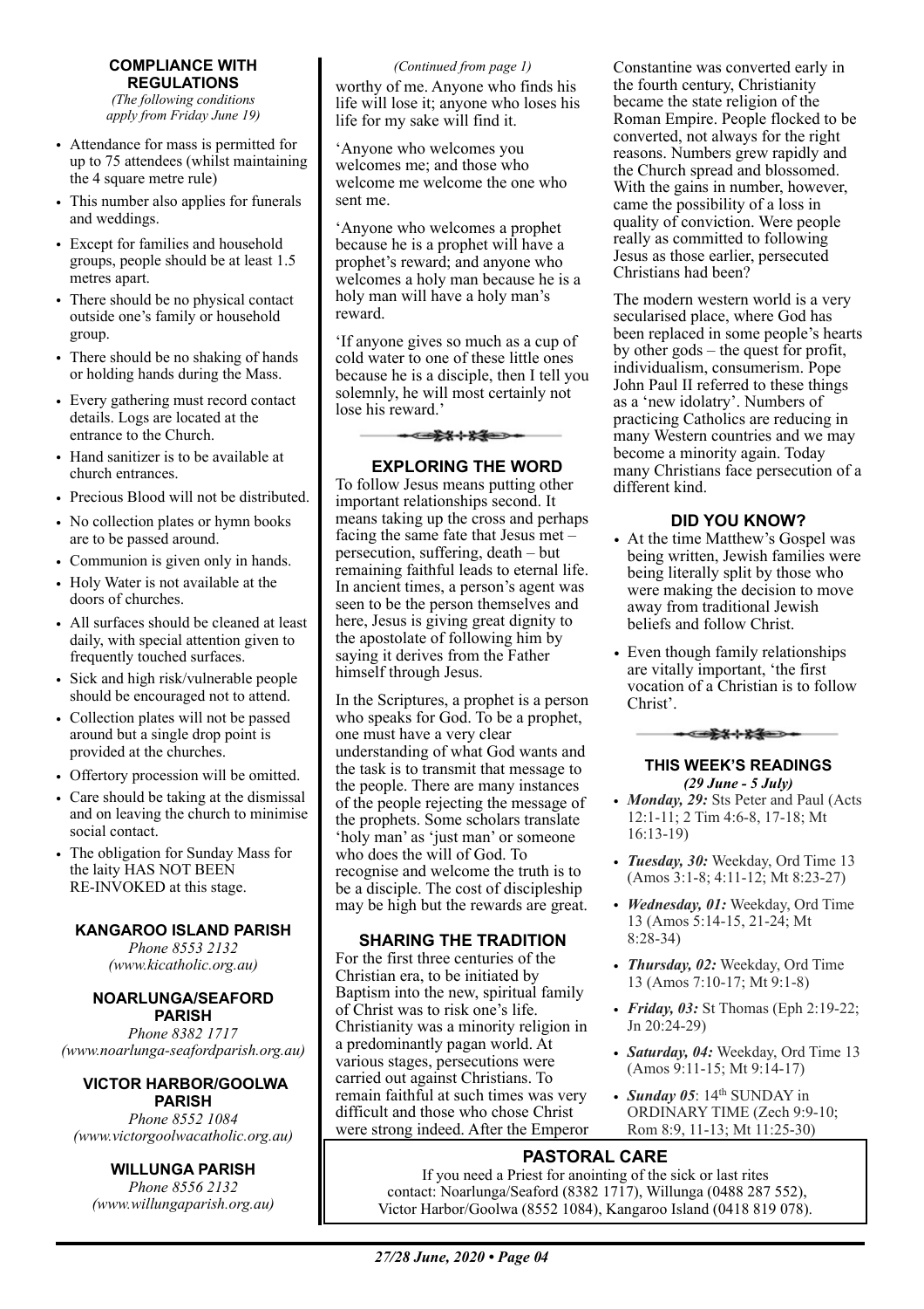## COMPLIANCE WITH REGULATIONS

*(The following conditions apply from Friday June 19)*

- Attendance for mass is permitted for up to 75 attendees (whilst maintaining the 4 square metre rule)
- This number also applies for funerals and weddings.
- Except for families and household groups, people should be at least 1.5 metres apart.
- There should be no physical contact outside one's family or household group.
- There should be no shaking of hands or holding hands during the Mass.
- Every gathering must record contact details. Logs are located at the entrance to the Church.
- Hand sanitizer is to be available at church entrances.
- Precious Blood will not be distributed.
- No collection plates or hymn books are to be passed around.
- Communion is given only in hands.
- Holy Water is not available at the doors of churches.
- All surfaces should be cleaned at least daily, with special attention given to frequently touched surfaces.
- Sick and high risk/vulnerable people should be encouraged not to attend.
- Collection plates will not be passed around but a single drop point is provided at the churches.
- Offertory procession will be omitted.
- Care should be taking at the dismissal and on leaving the church to minimise social contact.
- The obligation for Sunday Mass for the laity HAS NOT BEEN RE-INVOKED at this stage.

### KANGAROO ISLAND PARISH

*Phone 8553 2132*
*(www.kicatholic.org.au)*

### NOARLUNGA/SEAFORD PARISH

*Phone 8382 1717*
*(www.noarlunga-seafordparish.org.au)*

### VICTOR HARBOR/GOOLWA PARISH

*Phone 8552 1084*
*(www.victorgoolwacatholic.org.au)*

### WILLUNGA PARISH

*Phone 8556 2132*
*(www.willungaparish.org.au)*

*(Continued from page 1)*

worthy of me. Anyone who finds his life will lose it; anyone who loses his life for my sake will find it.

'Anyone who welcomes you welcomes me; and those who welcome me welcome the one who sent me.

'Anyone who welcomes a prophet because he is a prophet will have a prophet's reward; and anyone who welcomes a holy man because he is a holy man will have a holy man's reward.

'If anyone gives so much as a cup of cold water to one of these little ones because he is a disciple, then I tell you solemnly, he will most certainly not lose his reward.'

## EXPLORING THE WORD

To follow Jesus means putting other important relationships second. It means taking up the cross and perhaps facing the same fate that Jesus met – persecution, suffering, death – but remaining faithful leads to eternal life. In ancient times, a person's agent was seen to be the person themselves and here, Jesus is giving great dignity to the apostolate of following him by saying it derives from the Father himself through Jesus.

In the Scriptures, a prophet is a person who speaks for God. To be a prophet, one must have a very clear understanding of what God wants and the task is to transmit that message to the people. There are many instances of the people rejecting the message of the prophets. Some scholars translate 'holy man' as 'just man' or someone who does the will of God. To recognise and welcome the truth is to be a disciple. The cost of discipleship may be high but the rewards are great.

## SHARING THE TRADITION

For the first three centuries of the Christian era, to be initiated by Baptism into the new, spiritual family of Christ was to risk one's life. Christianity was a minority religion in a predominantly pagan world. At various stages, persecutions were carried out against Christians. To remain faithful at such times was very difficult and those who chose Christ were strong indeed. After the Emperor Constantine was converted early in the fourth century, Christianity became the state religion of the Roman Empire. People flocked to be converted, not always for the right reasons. Numbers grew rapidly and the Church spread and blossomed. With the gains in number, however, came the possibility of a loss in quality of conviction. Were people really as committed to following Jesus as those earlier, persecuted Christians had been?

The modern western world is a very secularised place, where God has been replaced in some people's hearts by other gods – the quest for profit, individualism, consumerism. Pope John Paul II referred to these things as a 'new idolatry'. Numbers of practicing Catholics are reducing in many Western countries and we may become a minority again. Today many Christians face persecution of a different kind.

## DID YOU KNOW?

- At the time Matthew's Gospel was being written, Jewish families were being literally split by those who were making the decision to move away from traditional Jewish beliefs and follow Christ.
- Even though family relationships are vitally important, 'the first vocation of a Christian is to follow Christ'.

## THIS WEEK'S READINGS

*(29 June - 5 July)*

- ***Monday, 29:*** Sts Peter and Paul (Acts 12:1-11; 2 Tim 4:6-8, 17-18; Mt 16:13-19)
- ***Tuesday, 30:*** Weekday, Ord Time 13 (Amos 3:1-8; 4:11-12; Mt 8:23-27)
- ***Wednesday, 01:*** Weekday, Ord Time 13 (Amos 5:14-15, 21-24; Mt 8:28-34)
- ***Thursday, 02:*** Weekday, Ord Time 13 (Amos 7:10-17; Mt 9:1-8)
- ***Friday, 03:*** St Thomas (Eph 2:19-22; Jn 20:24-29)
- ***Saturday, 04:*** Weekday, Ord Time 13 (Amos 9:11-15; Mt 9:14-17)
- ***Sunday 05***: 14th SUNDAY in ORDINARY TIME (Zech 9:9-10; Rom 8:9, 11-13; Mt 11:25-30)

## PASTORAL CARE

If you need a Priest for anointing of the sick or last rites contact: Noarlunga/Seaford (8382 1717), Willunga (0488 287 552), Victor Harbor/Goolwa (8552 1084), Kangaroo Island (0418 819 078).